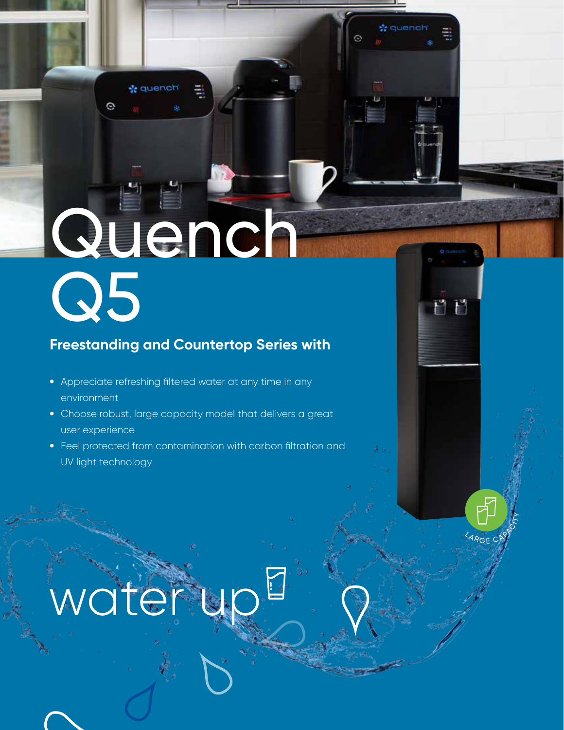# Quench Q5

## Freestanding and Countertop Series with

- Appreciate refreshing filtered water at any time in any environment
- Choose robust, large capacity model that delivers a great user experience
- Feel protected from contamination with carbon filtration and UV light technology

LARGE CAPACITY

water up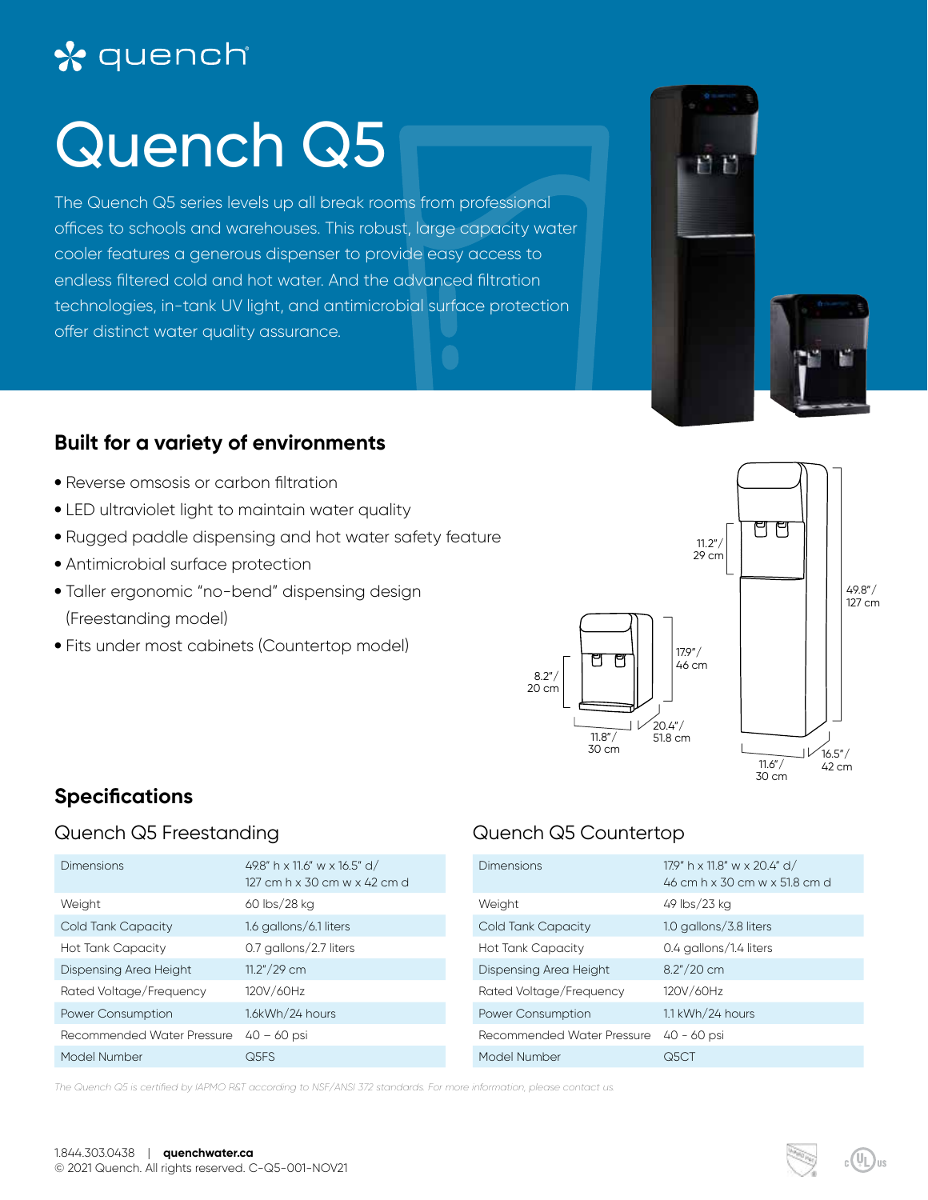quench

# Quench Q5

The Quench Q5 series levels up all break rooms from professional offices to schools and warehouses. This robust, large capacity water cooler features a generous dispenser to provide easy access to endless filtered cold and hot water. And the advanced filtration technologies, in-tank UV light, and antimicrobial surface protection offer distinct water quality assurance.

## Built for a variety of environments

- Reverse omsosis or carbon filtration
- LED ultraviolet light to maintain water quality
- Rugged paddle dispensing and hot water safety feature
- Antimicrobial surface protection
- Taller ergonomic "no-bend" dispensing design (Freestanding model)
- Fits under most cabinets (Countertop model)

11.2"/ 29 cm
49.8"/ 127 cm
17.9"/ 46 cm
8.2"/ 20 cm
20.4"/ 51.8 cm
11.8"/ 30 cm
16.5"/ 42 cm
11.6"/ 30 cm

## Specifications

### Quench Q5 Freestanding

| | |
|---|---|
| Dimensions | 49.8" h x 11.6" w x 16.5" d/ 127 cm h x 30 cm w x 42 cm d |
| Weight | 60 lbs/28 kg |
| Cold Tank Capacity | 1.6 gallons/6.1 liters |
| Hot Tank Capacity | 0.7 gallons/2.7 liters |
| Dispensing Area Height | 11.2"/29 cm |
| Rated Voltage/Frequency | 120V/60Hz |
| Power Consumption | 1.6kWh/24 hours |
| Recommended Water Pressure | 40 – 60 psi |
| Model Number | Q5FS |

### Quench Q5 Countertop

| | |
|---|---|
| Dimensions | 17.9" h x 11.8" w x 20.4" d/ 46 cm h x 30 cm w x 51.8 cm d |
| Weight | 49 lbs/23 kg |
| Cold Tank Capacity | 1.0 gallons/3.8 liters |
| Hot Tank Capacity | 0.4 gallons/1.4 liters |
| Dispensing Area Height | 8.2"/20 cm |
| Rated Voltage/Frequency | 120V/60Hz |
| Power Consumption | 1.1 kWh/24 hours |
| Recommended Water Pressure | 40 - 60 psi |
| Model Number | Q5CT |

*The Quench Q5 is certified by IAPMO R&T according to NSF/ANSI 372 standards. For more information, please contact us.*

1.844.303.0438 | **quenchwater.ca**
© 2021 Quench. All rights reserved. C-Q5-001-NOV21